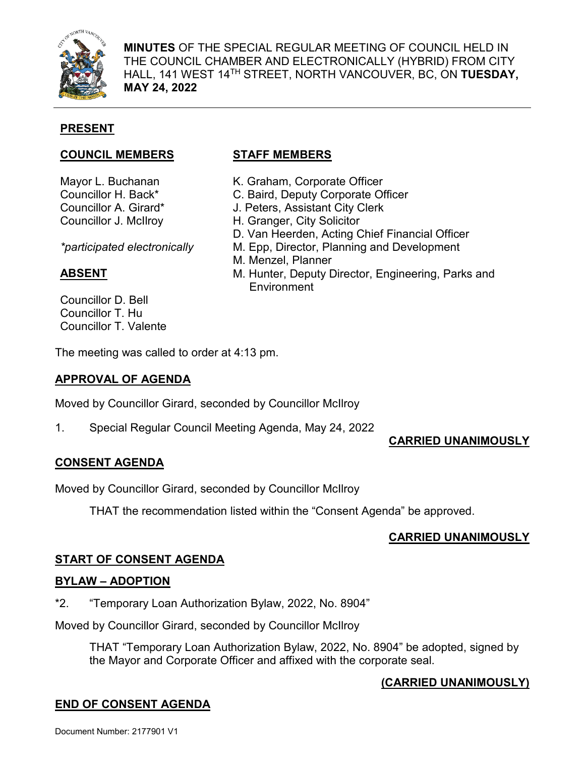**MINUTES** OF THE SPECIAL REGULAR MEETING OF COUNCIL HELD IN THE COUNCIL CHAMBER AND ELECTRONICALLY (HYBRID) FROM CITY HALL, 141 WEST 14TH STREET, NORTH VANCOUVER, BC, ON **TUESDAY, MAY 24, 2022**

## PRESENT

### COUNCIL MEMBERS

Mayor L. Buchanan
Councillor H. Back*
Councillor A. Girard*
Councillor J. McIlroy

*\*participated electronically*

### ABSENT

Councillor D. Bell
Councillor T. Hu
Councillor T. Valente

### STAFF MEMBERS

K. Graham, Corporate Officer
C. Baird, Deputy Corporate Officer
J. Peters, Assistant City Clerk
H. Granger, City Solicitor
D. Van Heerden, Acting Chief Financial Officer
M. Epp, Director, Planning and Development
M. Menzel, Planner
M. Hunter, Deputy Director, Engineering, Parks and Environment

The meeting was called to order at 4:13 pm.

## APPROVAL OF AGENDA

Moved by Councillor Girard, seconded by Councillor McIlroy

1. Special Regular Council Meeting Agenda, May 24, 2022

**CARRIED UNANIMOUSLY**

## CONSENT AGENDA

Moved by Councillor Girard, seconded by Councillor McIlroy

THAT the recommendation listed within the "Consent Agenda" be approved.

**CARRIED UNANIMOUSLY**

## START OF CONSENT AGENDA

## BYLAW – ADOPTION

*2. "Temporary Loan Authorization Bylaw, 2022, No. 8904"

Moved by Councillor Girard, seconded by Councillor McIlroy

THAT "Temporary Loan Authorization Bylaw, 2022, No. 8904" be adopted, signed by the Mayor and Corporate Officer and affixed with the corporate seal.

**(CARRIED UNANIMOUSLY)**

## END OF CONSENT AGENDA

Document Number: 2177901 V1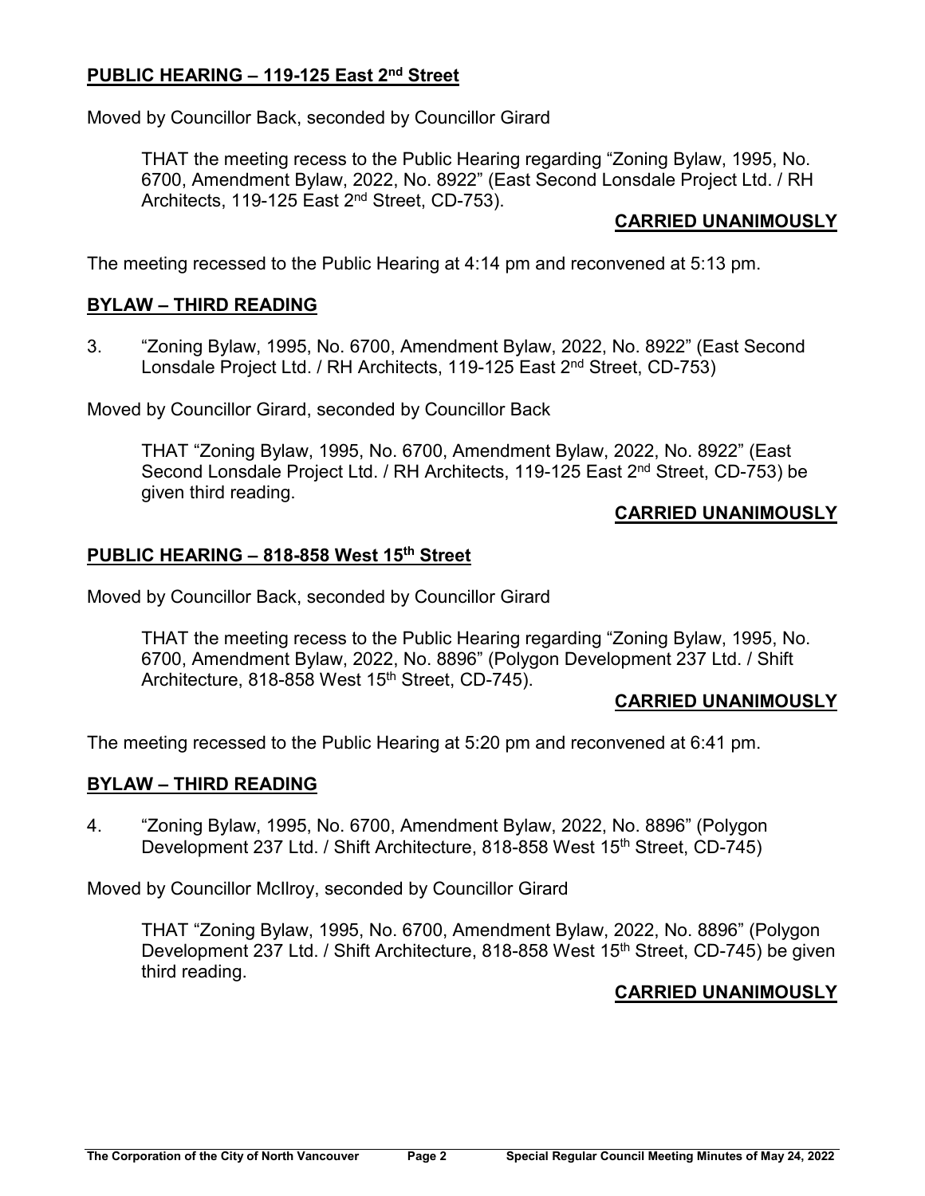**PUBLIC HEARING – 119-125 East 2nd Street**

Moved by Councillor Back, seconded by Councillor Girard

> THAT the meeting recess to the Public Hearing regarding "Zoning Bylaw, 1995, No. 6700, Amendment Bylaw, 2022, No. 8922" (East Second Lonsdale Project Ltd. / RH Architects, 119-125 East 2nd Street, CD-753).
>
> **CARRIED UNANIMOUSLY**

The meeting recessed to the Public Hearing at 4:14 pm and reconvened at 5:13 pm.

**BYLAW – THIRD READING**

3. "Zoning Bylaw, 1995, No. 6700, Amendment Bylaw, 2022, No. 8922" (East Second Lonsdale Project Ltd. / RH Architects, 119-125 East 2nd Street, CD-753)

Moved by Councillor Girard, seconded by Councillor Back

> THAT "Zoning Bylaw, 1995, No. 6700, Amendment Bylaw, 2022, No. 8922" (East Second Lonsdale Project Ltd. / RH Architects, 119-125 East 2nd Street, CD-753) be given third reading.
>
> **CARRIED UNANIMOUSLY**

**PUBLIC HEARING – 818-858 West 15th Street**

Moved by Councillor Back, seconded by Councillor Girard

> THAT the meeting recess to the Public Hearing regarding "Zoning Bylaw, 1995, No. 6700, Amendment Bylaw, 2022, No. 8896" (Polygon Development 237 Ltd. / Shift Architecture, 818-858 West 15th Street, CD-745).
>
> **CARRIED UNANIMOUSLY**

The meeting recessed to the Public Hearing at 5:20 pm and reconvened at 6:41 pm.

**BYLAW – THIRD READING**

4. "Zoning Bylaw, 1995, No. 6700, Amendment Bylaw, 2022, No. 8896" (Polygon Development 237 Ltd. / Shift Architecture, 818-858 West 15th Street, CD-745)

Moved by Councillor McIlroy, seconded by Councillor Girard

> THAT "Zoning Bylaw, 1995, No. 6700, Amendment Bylaw, 2022, No. 8896" (Polygon Development 237 Ltd. / Shift Architecture, 818-858 West 15th Street, CD-745) be given third reading.
>
> **CARRIED UNANIMOUSLY**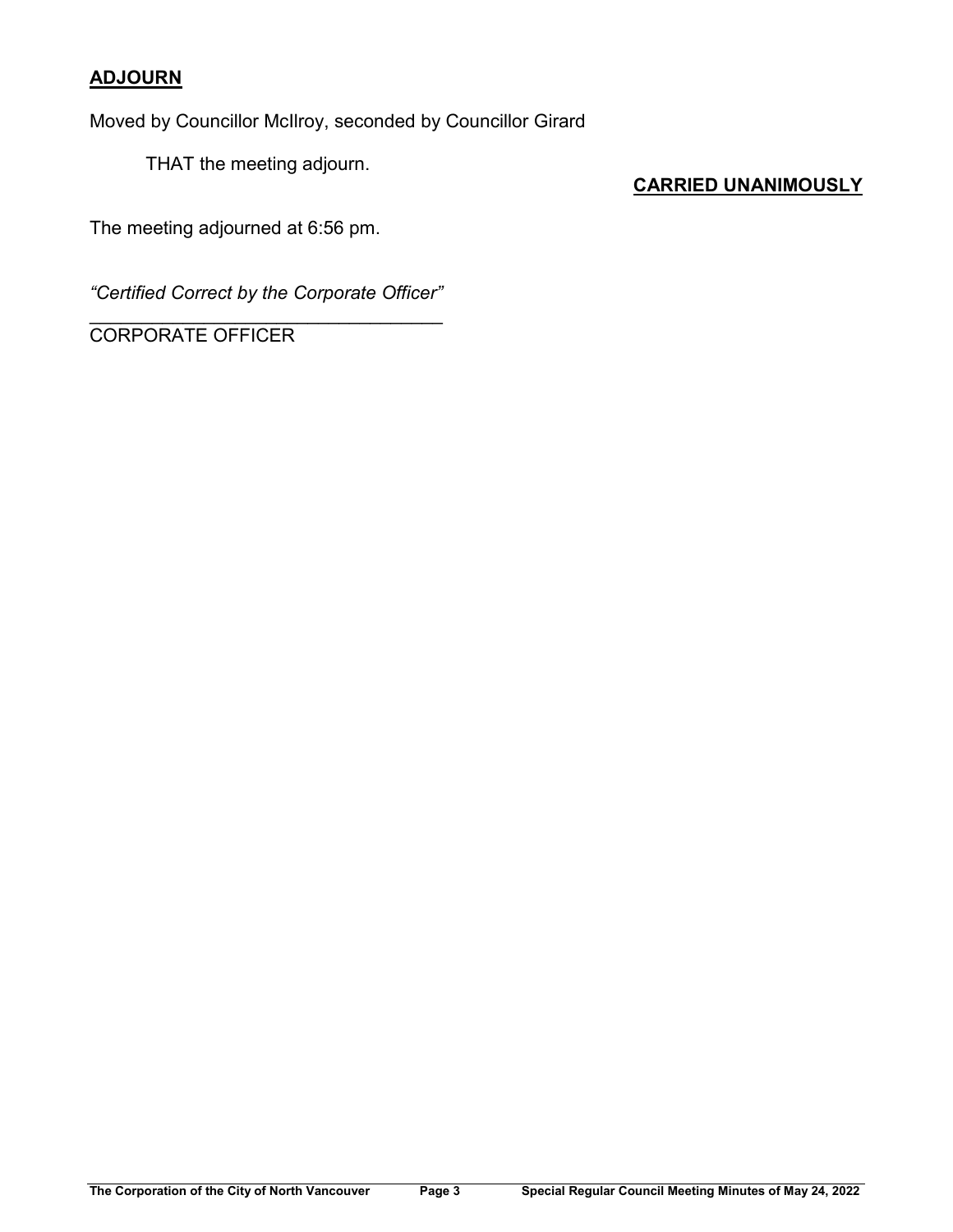**ADJOURN**

Moved by Councillor McIlroy, seconded by Councillor Girard

THAT the meeting adjourn.

**CARRIED UNANIMOUSLY**

The meeting adjourned at 6:56 pm.

*"Certified Correct by the Corporate Officer"*

CORPORATE OFFICER